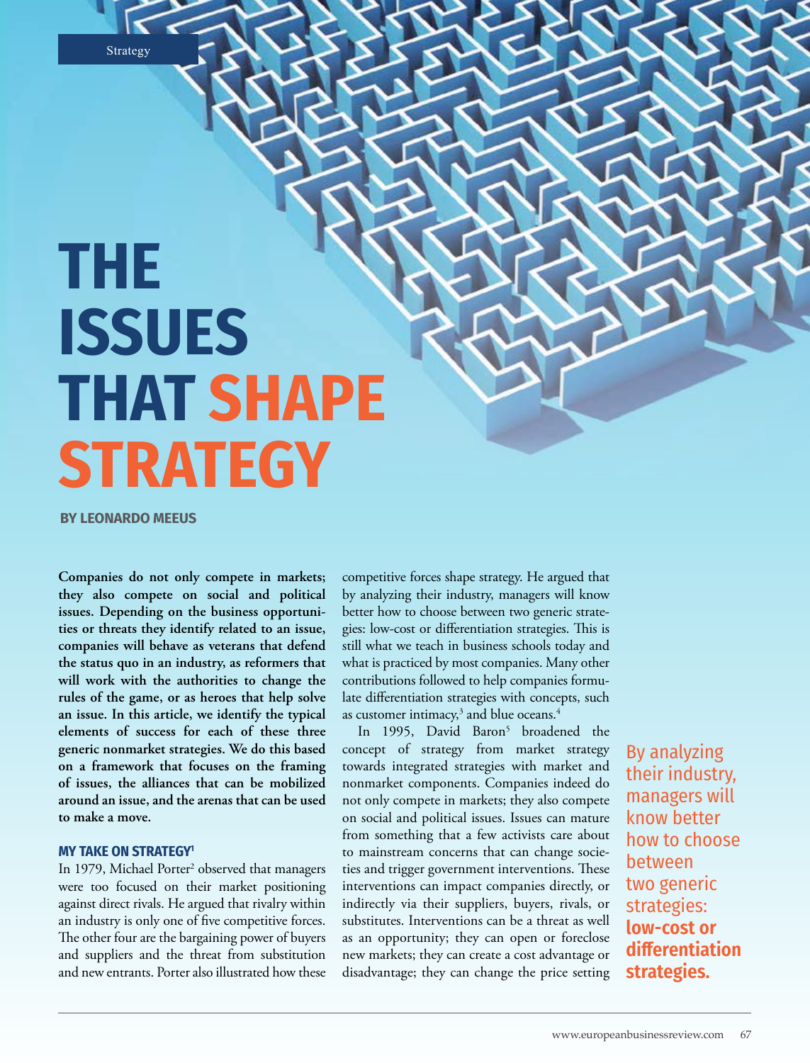Strategy

# THE ISSUES THAT SHAPE STRATEGY

**BY LEONARDO MEEUS**

**Companies do not only compete in markets; they also compete on social and political issues. Depending on the business opportunities or threats they identify related to an issue, companies will behave as veterans that defend the status quo in an industry, as reformers that will work with the authorities to change the rules of the game, or as heroes that help solve an issue. In this article, we identify the typical elements of success for each of these three generic nonmarket strategies. We do this based on a framework that focuses on the framing of issues, the alliances that can be mobilized around an issue, and the arenas that can be used to make a move.**

## MY TAKE ON STRATEGY[1]

In 1979, Michael Porter[2] observed that managers were too focused on their market positioning against direct rivals. He argued that rivalry within an industry is only one of five competitive forces. The other four are the bargaining power of buyers and suppliers and the threat from substitution and new entrants. Porter also illustrated how these competitive forces shape strategy. He argued that by analyzing their industry, managers will know better how to choose between two generic strategies: low-cost or differentiation strategies. This is still what we teach in business schools today and what is practiced by most companies. Many other contributions followed to help companies formulate differentiation strategies with concepts, such as customer intimacy,[3] and blue oceans.[4]

In 1995, David Baron[5] broadened the concept of strategy from market strategy towards integrated strategies with market and nonmarket components. Companies indeed do not only compete in markets; they also compete on social and political issues. Issues can mature from something that a few activists care about to mainstream concerns that can change societies and trigger government interventions. These interventions can impact companies directly, or indirectly via their suppliers, buyers, rivals, or substitutes. Interventions can be a threat as well as an opportunity; they can open or foreclose new markets; they can create a cost advantage or disadvantage; they can change the price setting

By analyzing their industry, managers will know better how to choose between two generic strategies: **low-cost or differentiation strategies.**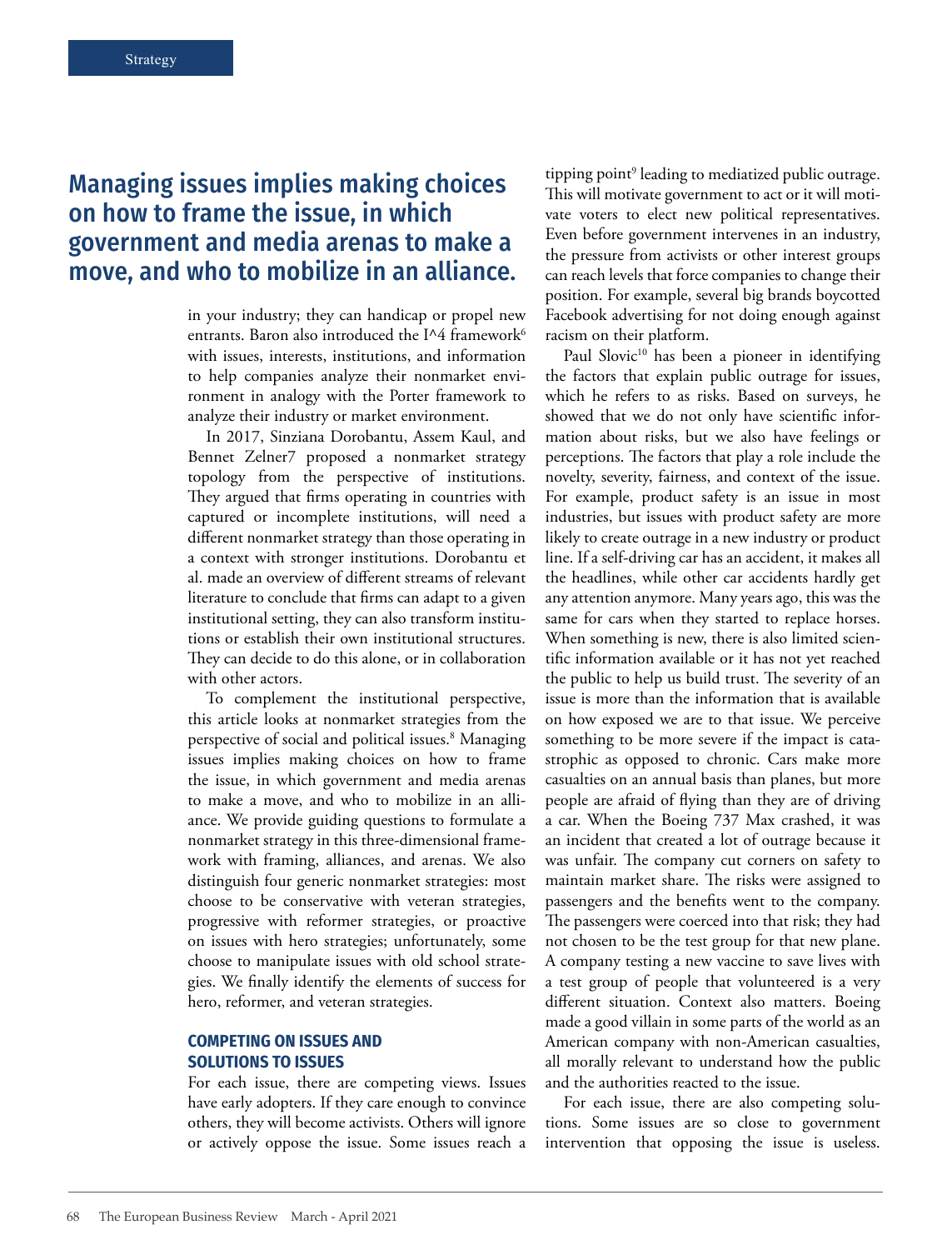> **Managing issues implies making choices on how to frame the issue, in which government and media arenas to make a move, and who to mobilize in an alliance.**

in your industry; they can handicap or propel new entrants. Baron also introduced the I^4 framework[6] with issues, interests, institutions, and information to help companies analyze their nonmarket environment in analogy with the Porter framework to analyze their industry or market environment.

In 2017, Sinziana Dorobantu, Assem Kaul, and Bennet Zelner7 proposed a nonmarket strategy topology from the perspective of institutions. They argued that firms operating in countries with captured or incomplete institutions, will need a different nonmarket strategy than those operating in a context with stronger institutions. Dorobantu et al. made an overview of different streams of relevant literature to conclude that firms can adapt to a given institutional setting, they can also transform institutions or establish their own institutional structures. They can decide to do this alone, or in collaboration with other actors.

To complement the institutional perspective, this article looks at nonmarket strategies from the perspective of social and political issues.[8] Managing issues implies making choices on how to frame the issue, in which government and media arenas to make a move, and who to mobilize in an alliance. We provide guiding questions to formulate a nonmarket strategy in this three-dimensional framework with framing, alliances, and arenas. We also distinguish four generic nonmarket strategies: most choose to be conservative with veteran strategies, progressive with reformer strategies, or proactive on issues with hero strategies; unfortunately, some choose to manipulate issues with old school strategies. We finally identify the elements of success for hero, reformer, and veteran strategies.

## COMPETING ON ISSUES AND SOLUTIONS TO ISSUES

For each issue, there are competing views. Issues have early adopters. If they care enough to convince others, they will become activists. Others will ignore or actively oppose the issue. Some issues reach a tipping point[9] leading to mediatized public outrage. This will motivate government to act or it will motivate voters to elect new political representatives. Even before government intervenes in an industry, the pressure from activists or other interest groups can reach levels that force companies to change their position. For example, several big brands boycotted Facebook advertising for not doing enough against racism on their platform.

Paul Slovic[10] has been a pioneer in identifying the factors that explain public outrage for issues, which he refers to as risks. Based on surveys, he showed that we do not only have scientific information about risks, but we also have feelings or perceptions. The factors that play a role include the novelty, severity, fairness, and context of the issue. For example, product safety is an issue in most industries, but issues with product safety are more likely to create outrage in a new industry or product line. If a self-driving car has an accident, it makes all the headlines, while other car accidents hardly get any attention anymore. Many years ago, this was the same for cars when they started to replace horses. When something is new, there is also limited scientific information available or it has not yet reached the public to help us build trust. The severity of an issue is more than the information that is available on how exposed we are to that issue. We perceive something to be more severe if the impact is catastrophic as opposed to chronic. Cars make more casualties on an annual basis than planes, but more people are afraid of flying than they are of driving a car. When the Boeing 737 Max crashed, it was an incident that created a lot of outrage because it was unfair. The company cut corners on safety to maintain market share. The risks were assigned to passengers and the benefits went to the company. The passengers were coerced into that risk; they had not chosen to be the test group for that new plane. A company testing a new vaccine to save lives with a test group of people that volunteered is a very different situation. Context also matters. Boeing made a good villain in some parts of the world as an American company with non-American casualties, all morally relevant to understand how the public and the authorities reacted to the issue.

For each issue, there are also competing solutions. Some issues are so close to government intervention that opposing the issue is useless.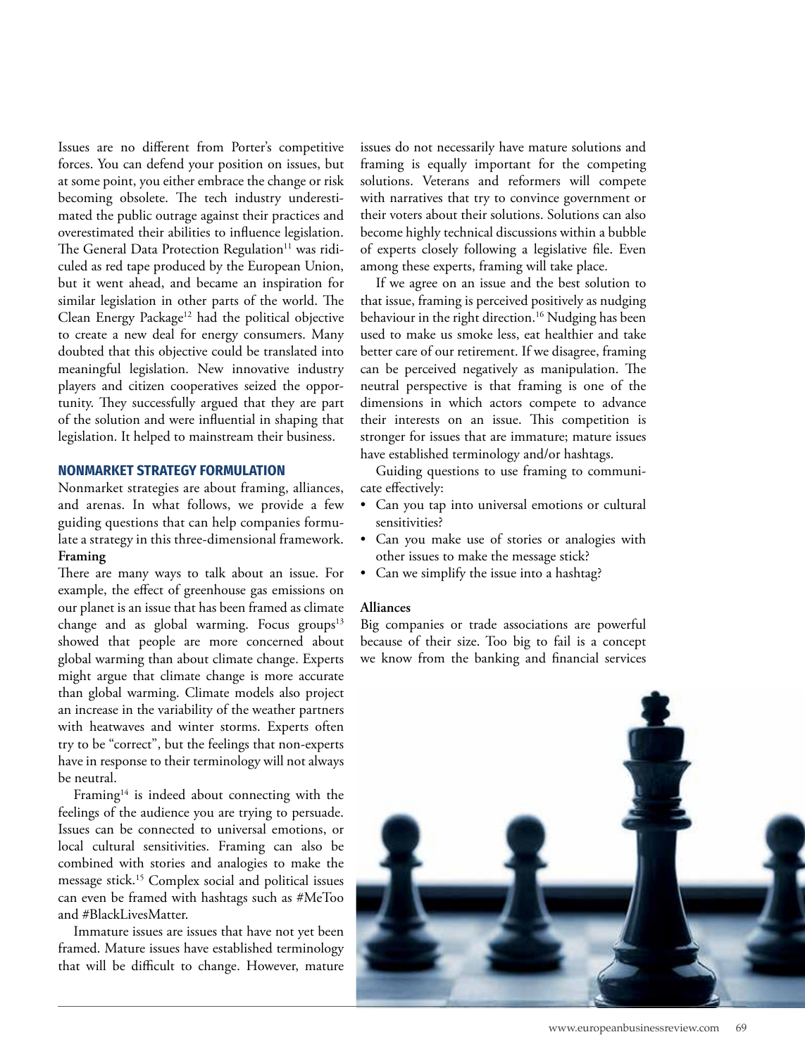Issues are no different from Porter's competitive forces. You can defend your position on issues, but at some point, you either embrace the change or risk becoming obsolete. The tech industry underestimated the public outrage against their practices and overestimated their abilities to influence legislation. The General Data Protection Regulation[11] was ridiculed as red tape produced by the European Union, but it went ahead, and became an inspiration for similar legislation in other parts of the world. The Clean Energy Package[12] had the political objective to create a new deal for energy consumers. Many doubted that this objective could be translated into meaningful legislation. New innovative industry players and citizen cooperatives seized the opportunity. They successfully argued that they are part of the solution and were influential in shaping that legislation. It helped to mainstream their business.

## NONMARKET STRATEGY FORMULATION

Nonmarket strategies are about framing, alliances, and arenas. In what follows, we provide a few guiding questions that can help companies formulate a strategy in this three-dimensional framework.

### Framing

There are many ways to talk about an issue. For example, the effect of greenhouse gas emissions on our planet is an issue that has been framed as climate change and as global warming. Focus groups[13] showed that people are more concerned about global warming than about climate change. Experts might argue that climate change is more accurate than global warming. Climate models also project an increase in the variability of the weather partners with heatwaves and winter storms. Experts often try to be "correct", but the feelings that non-experts have in response to their terminology will not always be neutral.

Framing[14] is indeed about connecting with the feelings of the audience you are trying to persuade. Issues can be connected to universal emotions, or local cultural sensitivities. Framing can also be combined with stories and analogies to make the message stick.[15] Complex social and political issues can even be framed with hashtags such as #MeToo and #BlackLivesMatter.

Immature issues are issues that have not yet been framed. Mature issues have established terminology that will be difficult to change. However, mature issues do not necessarily have mature solutions and framing is equally important for the competing solutions. Veterans and reformers will compete with narratives that try to convince government or their voters about their solutions. Solutions can also become highly technical discussions within a bubble of experts closely following a legislative file. Even among these experts, framing will take place.

If we agree on an issue and the best solution to that issue, framing is perceived positively as nudging behaviour in the right direction.[16] Nudging has been used to make us smoke less, eat healthier and take better care of our retirement. If we disagree, framing can be perceived negatively as manipulation. The neutral perspective is that framing is one of the dimensions in which actors compete to advance their interests on an issue. This competition is stronger for issues that are immature; mature issues have established terminology and/or hashtags.

Guiding questions to use framing to communicate effectively:

- Can you tap into universal emotions or cultural sensitivities?
- Can you make use of stories or analogies with other issues to make the message stick?
- Can we simplify the issue into a hashtag?

### Alliances

Big companies or trade associations are powerful because of their size. Too big to fail is a concept we know from the banking and financial services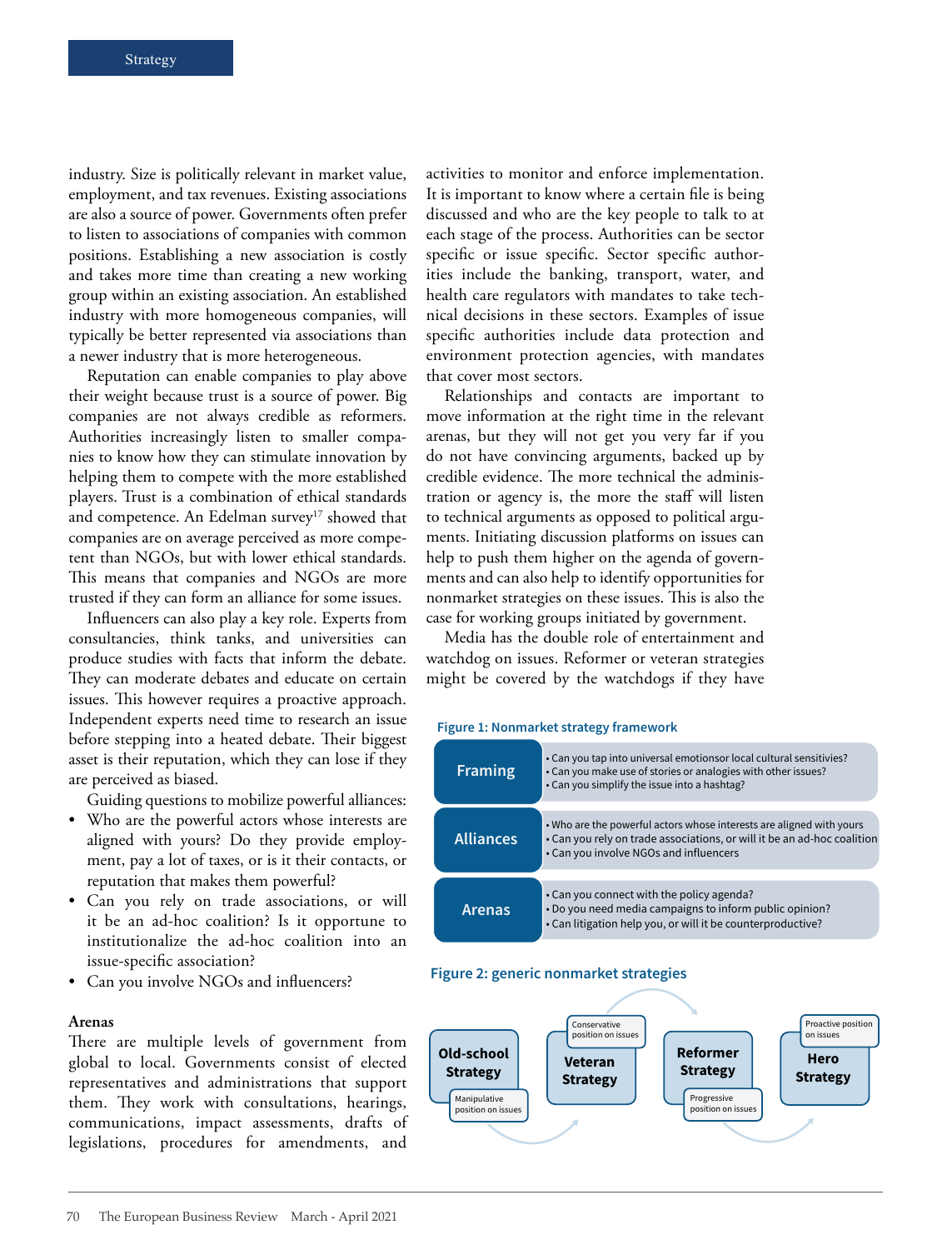industry. Size is politically relevant in market value, employment, and tax revenues. Existing associations are also a source of power. Governments often prefer to listen to associations of companies with common positions. Establishing a new association is costly and takes more time than creating a new working group within an existing association. An established industry with more homogeneous companies, will typically be better represented via associations than a newer industry that is more heterogeneous.

Reputation can enable companies to play above their weight because trust is a source of power. Big companies are not always credible as reformers. Authorities increasingly listen to smaller companies to know how they can stimulate innovation by helping them to compete with the more established players. Trust is a combination of ethical standards and competence. An Edelman survey[17] showed that companies are on average perceived as more competent than NGOs, but with lower ethical standards. This means that companies and NGOs are more trusted if they can form an alliance for some issues.

Influencers can also play a key role. Experts from consultancies, think tanks, and universities can produce studies with facts that inform the debate. They can moderate debates and educate on certain issues. This however requires a proactive approach. Independent experts need time to research an issue before stepping into a heated debate. Their biggest asset is their reputation, which they can lose if they are perceived as biased.

Guiding questions to mobilize powerful alliances:

- Who are the powerful actors whose interests are aligned with yours? Do they provide employment, pay a lot of taxes, or is it their contacts, or reputation that makes them powerful?
- Can you rely on trade associations, or will it be an ad-hoc coalition? Is it opportune to institutionalize the ad-hoc coalition into an issue-specific association?
- Can you involve NGOs and influencers?

### Arenas

There are multiple levels of government from global to local. Governments consist of elected representatives and administrations that support them. They work with consultations, hearings, communications, impact assessments, drafts of legislations, procedures for amendments, and activities to monitor and enforce implementation. It is important to know where a certain file is being discussed and who are the key people to talk to at each stage of the process. Authorities can be sector specific or issue specific. Sector specific authorities include the banking, transport, water, and health care regulators with mandates to take technical decisions in these sectors. Examples of issue specific authorities include data protection and environment protection agencies, with mandates that cover most sectors.

Relationships and contacts are important to move information at the right time in the relevant arenas, but they will not get you very far if you do not have convincing arguments, backed up by credible evidence. The more technical the administration or agency is, the more the staff will listen to technical arguments as opposed to political arguments. Initiating discussion platforms on issues can help to push them higher on the agenda of governments and can also help to identify opportunities for nonmarket strategies on these issues. This is also the case for working groups initiated by government.

Media has the double role of entertainment and watchdog on issues. Reformer or veteran strategies might be covered by the watchdogs if they have

**Figure 1: Nonmarket strategy framework**

| | |
|---|---|
| **Framing** | • Can you tap into universal emotionsor local cultural sensitivities?<br>• Can you make use of stories or analogies with other issues?<br>• Can you simplify the issue into a hashtag? |
| **Alliances** | • Who are the powerful actors whose interests are aligned with yours<br>• Can you rely on trade associations, or will it be an ad-hoc coalition<br>• Can you involve NGOs and influencers |
| **Arenas** | • Can you connect with the policy agenda?<br>• Do you need media campaigns to inform public opinion?<br>• Can litigation help you, or will it be counterproductive? |

**Figure 2: generic nonmarket strategies**

Old-school Strategy (Manipulative position on issues) → Veteran Strategy (Conservative position on issues) → Reformer Strategy (Progressive position on issues) → Hero Strategy (Proactive position on issues)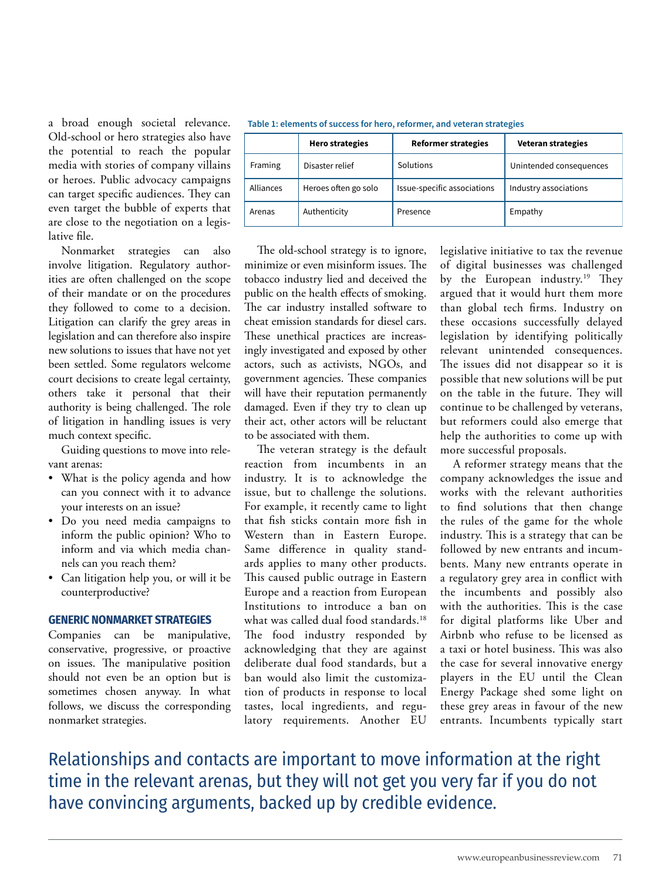a broad enough societal relevance. Old-school or hero strategies also have the potential to reach the popular media with stories of company villains or heroes. Public advocacy campaigns can target specific audiences. They can even target the bubble of experts that are close to the negotiation on a legislative file.

Nonmarket strategies can also involve litigation. Regulatory authorities are often challenged on the scope of their mandate or on the procedures they followed to come to a decision. Litigation can clarify the grey areas in legislation and can therefore also inspire new solutions to issues that have not yet been settled. Some regulators welcome court decisions to create legal certainty, others take it personal that their authority is being challenged. The role of litigation in handling issues is very much context specific.

Guiding questions to move into relevant arenas:

- What is the policy agenda and how can you connect with it to advance your interests on an issue?
- Do you need media campaigns to inform the public opinion? Who to inform and via which media channels can you reach them?
- Can litigation help you, or will it be counterproductive?

### GENERIC NONMARKET STRATEGIES

Companies can be manipulative, conservative, progressive, or proactive on issues. The manipulative position should not even be an option but is sometimes chosen anyway. In what follows, we discuss the corresponding nonmarket strategies.

**Table 1: elements of success for hero, reformer, and veteran strategies**

| | Hero strategies | Reformer strategies | Veteran strategies |
|---|---|---|---|
| Framing | Disaster relief | Solutions | Unintended consequences |
| Alliances | Heroes often go solo | Issue-specific associations | Industry associations |
| Arenas | Authenticity | Presence | Empathy |

The old-school strategy is to ignore, minimize or even misinform issues. The tobacco industry lied and deceived the public on the health effects of smoking. The car industry installed software to cheat emission standards for diesel cars. These unethical practices are increasingly investigated and exposed by other actors, such as activists, NGOs, and government agencies. These companies will have their reputation permanently damaged. Even if they try to clean up their act, other actors will be reluctant to be associated with them.

The veteran strategy is the default reaction from incumbents in an industry. It is to acknowledge the issue, but to challenge the solutions. For example, it recently came to light that fish sticks contain more fish in Western than in Eastern Europe. Same difference in quality standards applies to many other products. This caused public outrage in Eastern Europe and a reaction from European Institutions to introduce a ban on what was called dual food standards.[18] The food industry responded by acknowledging that they are against deliberate dual food standards, but a ban would also limit the customization of products in response to local tastes, local ingredients, and regulatory requirements. Another EU legislative initiative to tax the revenue of digital businesses was challenged by the European industry.[19] They argued that it would hurt them more than global tech firms. Industry on these occasions successfully delayed legislation by identifying politically relevant unintended consequences. The issues did not disappear so it is possible that new solutions will be put on the table in the future. They will continue to be challenged by veterans, but reformers could also emerge that help the authorities to come up with more successful proposals.

A reformer strategy means that the company acknowledges the issue and works with the relevant authorities to find solutions that then change the rules of the game for the whole industry. This is a strategy that can be followed by new entrants and incumbents. Many new entrants operate in a regulatory grey area in conflict with the incumbents and possibly also with the authorities. This is the case for digital platforms like Uber and Airbnb who refuse to be licensed as a taxi or hotel business. This was also the case for several innovative energy players in the EU until the Clean Energy Package shed some light on these grey areas in favour of the new entrants. Incumbents typically start

Relationships and contacts are important to move information at the right time in the relevant arenas, but they will not get you very far if you do not have convincing arguments, backed up by credible evidence.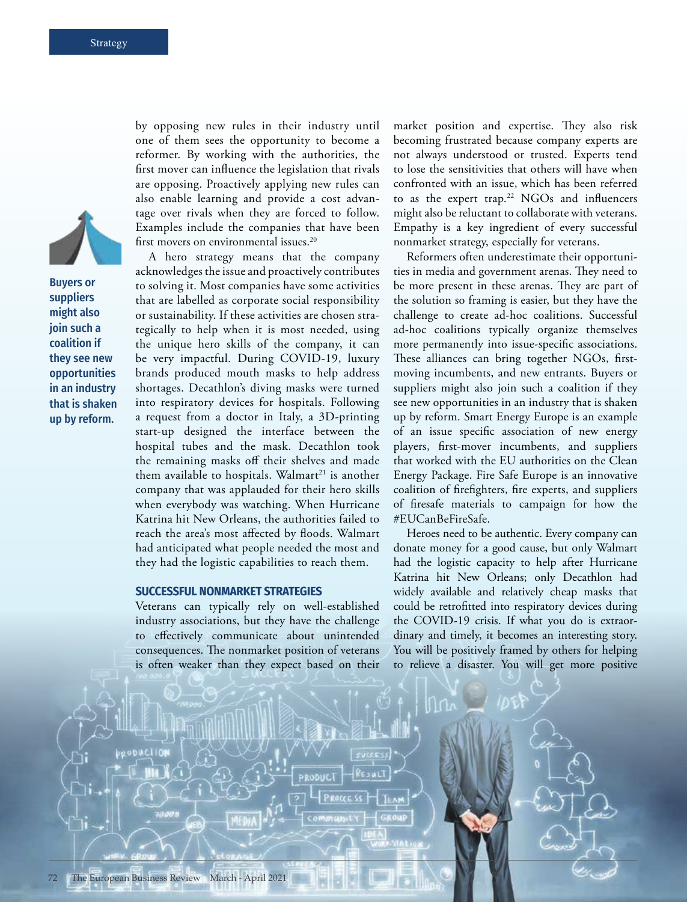by opposing new rules in their industry until one of them sees the opportunity to become a reformer. By working with the authorities, the first mover can influence the legislation that rivals are opposing. Proactively applying new rules can also enable learning and provide a cost advantage over rivals when they are forced to follow. Examples include the companies that have been first movers on environmental issues.[20]

A hero strategy means that the company acknowledges the issue and proactively contributes to solving it. Most companies have some activities that are labelled as corporate social responsibility or sustainability. If these activities are chosen strategically to help when it is most needed, using the unique hero skills of the company, it can be very impactful. During COVID-19, luxury brands produced mouth masks to help address shortages. Decathlon's diving masks were turned into respiratory devices for hospitals. Following a request from a doctor in Italy, a 3D-printing start-up designed the interface between the hospital tubes and the mask. Decathlon took the remaining masks off their shelves and made them available to hospitals. Walmart[21] is another company that was applauded for their hero skills when everybody was watching. When Hurricane Katrina hit New Orleans, the authorities failed to reach the area's most affected by floods. Walmart had anticipated what people needed the most and they had the logistic capabilities to reach them.

## SUCCESSFUL NONMARKET STRATEGIES

Veterans can typically rely on well-established industry associations, but they have the challenge to effectively communicate about unintended consequences. The nonmarket position of veterans is often weaker than they expect based on their market position and expertise. They also risk becoming frustrated because company experts are not always understood or trusted. Experts tend to lose the sensitivities that others will have when confronted with an issue, which has been referred to as the expert trap.[22] NGOs and influencers might also be reluctant to collaborate with veterans. Empathy is a key ingredient of every successful nonmarket strategy, especially for veterans.

Reformers often underestimate their opportunities in media and government arenas. They need to be more present in these arenas. They are part of the solution so framing is easier, but they have the challenge to create ad-hoc coalitions. Successful ad-hoc coalitions typically organize themselves more permanently into issue-specific associations. These alliances can bring together NGOs, first-moving incumbents, and new entrants. Buyers or suppliers might also join such a coalition if they see new opportunities in an industry that is shaken up by reform. Smart Energy Europe is an example of an issue specific association of new energy players, first-mover incumbents, and suppliers that worked with the EU authorities on the Clean Energy Package. Fire Safe Europe is an innovative coalition of firefighters, fire experts, and suppliers of firesafe materials to campaign for how the #EUCanBeFireSafe.

**Buyers or suppliers might also join such a coalition if they see new opportunities in an industry that is shaken up by reform.**

Heroes need to be authentic. Every company can donate money for a good cause, but only Walmart had the logistic capacity to help after Hurricane Katrina hit New Orleans; only Decathlon had widely available and relatively cheap masks that could be retrofitted into respiratory devices during the COVID-19 crisis. If what you do is extraordinary and timely, it becomes an interesting story. You will be positively framed by others for helping to relieve a disaster. You will get more positive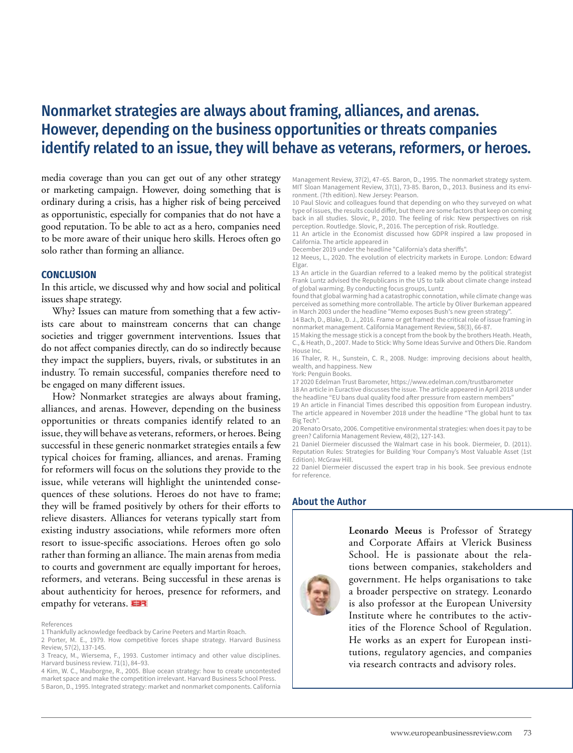## Nonmarket strategies are always about framing, alliances, and arenas. However, depending on the business opportunities or threats companies identify related to an issue, they will behave as veterans, reformers, or heroes.

media coverage than you can get out of any other strategy or marketing campaign. However, doing something that is ordinary during a crisis, has a higher risk of being perceived as opportunistic, especially for companies that do not have a good reputation. To be able to act as a hero, companies need to be more aware of their unique hero skills. Heroes often go solo rather than forming an alliance.

### CONCLUSION

In this article, we discussed why and how social and political issues shape strategy.

Why? Issues can mature from something that a few activists care about to mainstream concerns that can change societies and trigger government interventions. Issues that do not affect companies directly, can do so indirectly because they impact the suppliers, buyers, rivals, or substitutes in an industry. To remain successful, companies therefore need to be engaged on many different issues.

How? Nonmarket strategies are always about framing, alliances, and arenas. However, depending on the business opportunities or threats companies identify related to an issue, they will behave as veterans, reformers, or heroes. Being successful in these generic nonmarket strategies entails a few typical choices for framing, alliances, and arenas. Framing for reformers will focus on the solutions they provide to the issue, while veterans will highlight the unintended consequences of these solutions. Heroes do not have to frame; they will be framed positively by others for their efforts to relieve disasters. Alliances for veterans typically start from existing industry associations, while reformers more often resort to issue-specific associations. Heroes often go solo rather than forming an alliance. The main arenas from media to courts and government are equally important for heroes, reformers, and veterans. Being successful in these arenas is about authenticity for heroes, presence for reformers, and empathy for veterans.

References

1 Thankfully acknowledge feedback by Carine Peeters and Martin Roach.

2 Porter, M. E., 1979. How competitive forces shape strategy. Harvard Business Review, 57(2), 137-145.

3 Treacy, M., Wiersema, F., 1993. Customer intimacy and other value disciplines. Harvard business review. 71(1), 84–93.

4 Kim, W. C., Mauborgne, R., 2005. Blue ocean strategy: how to create uncontested market space and make the competition irrelevant. Harvard Business School Press.

5 Baron, D., 1995. Integrated strategy: market and nonmarket components. California Management Review, 37(2), 47–65. Baron, D., 1995. The nonmarket strategy system. MIT Sloan Management Review, 37(1), 73-85. Baron, D., 2013. Business and its environment. (7th edition). New Jersey: Pearson.

10 Paul Slovic and colleagues found that depending on who they surveyed on what type of issues, the results could differ, but there are some factors that keep on coming back in all studies. Slovic, P., 2010. The feeling of risk: New perspectives on risk perception. Routledge. Slovic, P., 2016. The perception of risk. Routledge.

11 An article in the Economist discussed how GDPR inspired a law proposed in California. The article appeared in December 2019 under the headline "California's data sheriffs".

12 Meeus, L., 2020. The evolution of electricity markets in Europe. London: Edward Elgar.

13 An article in the Guardian referred to a leaked memo by the political strategist Frank Luntz advised the Republicans in the US to talk about climate change instead of global warming. By conducting focus groups, Luntz found that global warming had a catastrophic connotation, while climate change was perceived as something more controllable. The article by Oliver Burkeman appeared in March 2003 under the headline "Memo exposes Bush's new green strategy".

14 Bach, D., Blake, D. J., 2016. Frame or get framed: the critical role of issue framing in nonmarket management. California Management Review, 58(3), 66-87.

15 Making the message stick is a concept from the book by the brothers Heath. Heath, C., & Heath, D., 2007. Made to Stick: Why Some Ideas Survive and Others Die. Random House Inc.

16 Thaler, R. H., Sunstein, C. R., 2008. Nudge: improving decisions about health, wealth, and happiness. New York: Penguin Books.

17 2020 Edelman Trust Barometer, https://www.edelman.com/trustbarometer

18 An article in Euractive discusses the issue. The article appeared in April 2018 under the headline "EU bans dual quality food after pressure from eastern members"

19 An article in Financial Times described this opposition from European industry. The article appeared in November 2018 under the headline "The global hunt to tax Big Tech".

20 Renato Orsato, 2006. Competitive environmental strategies: when does it pay to be green? California Management Review, 48(2), 127-143.

21 Daniel Diermeier discussed the Walmart case in his book. Diermeier, D. (2011). Reputation Rules: Strategies for Building Your Company's Most Valuable Asset (1st Edition). McGraw Hill.

22 Daniel Diermeier discussed the expert trap in his book. See previous endnote for reference.

### About the Author

**Leonardo Meeus** is Professor of Strategy and Corporate Affairs at Vlerick Business School. He is passionate about the relations between companies, stakeholders and government. He helps organisations to take a broader perspective on strategy. Leonardo is also professor at the European University Institute where he contributes to the activities of the Florence School of Regulation. He works as an expert for European institutions, regulatory agencies, and companies via research contracts and advisory roles.